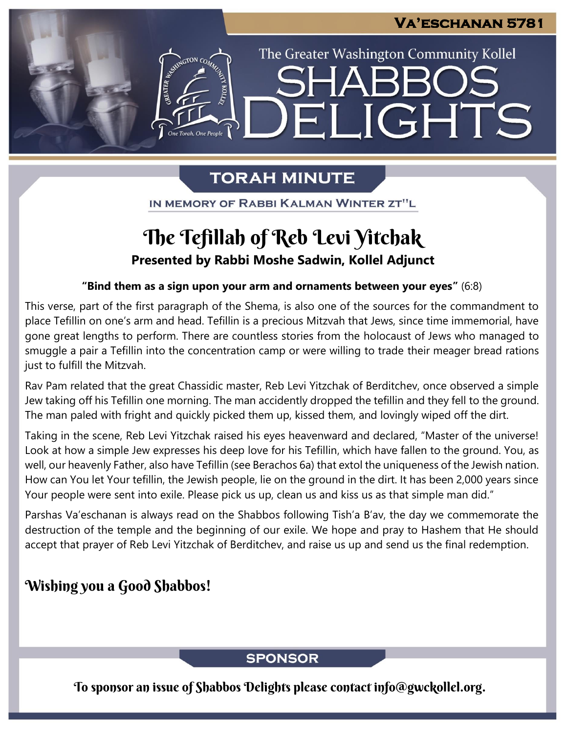Va'eschanan 5781

The Greater Washington Community Kollel

# Shabbos Delights

## Torah Minute

In Memory of Rabbi Kalman Winter zt"l

# The Tefillah of Reb Levi Yitchak

**Presented by Rabbi Moshe Sadwin, Kollel Adjunct**

**"Bind them as a sign upon your arm and ornaments between your eyes"** (6:8)

This verse, part of the first paragraph of the Shema, is also one of the sources for the commandment to place Tefillin on one's arm and head. Tefillin is a precious Mitzvah that Jews, since time immemorial, have gone great lengths to perform. There are countless stories from the holocaust of Jews who managed to smuggle a pair a Tefillin into the concentration camp or were willing to trade their meager bread rations just to fulfill the Mitzvah.

Rav Pam related that the great Chassidic master, Reb Levi Yitzchak of Berditchev, once observed a simple Jew taking off his Tefillin one morning. The man accidently dropped the tefillin and they fell to the ground. The man paled with fright and quickly picked them up, kissed them, and lovingly wiped off the dirt.

Taking in the scene, Reb Levi Yitzchak raised his eyes heavenward and declared, "Master of the universe! Look at how a simple Jew expresses his deep love for his Tefillin, which have fallen to the ground. You, as well, our heavenly Father, also have Tefillin (see Berachos 6a) that extol the uniqueness of the Jewish nation. How can You let Your tefillin, the Jewish people, lie on the ground in the dirt. It has been 2,000 years since Your people were sent into exile. Please pick us up, clean us and kiss us as that simple man did."

Parshas Va'eschanan is always read on the Shabbos following Tish'a B'av, the day we commemorate the destruction of the temple and the beginning of our exile. We hope and pray to Hashem that He should accept that prayer of Reb Levi Yitzchak of Berditchev, and raise us up and send us the final redemption.

## Wishing you a Good Shabbos!

## Sponsor

To sponsor an issue of Shabbos Delights please contact info@gwckollel.org.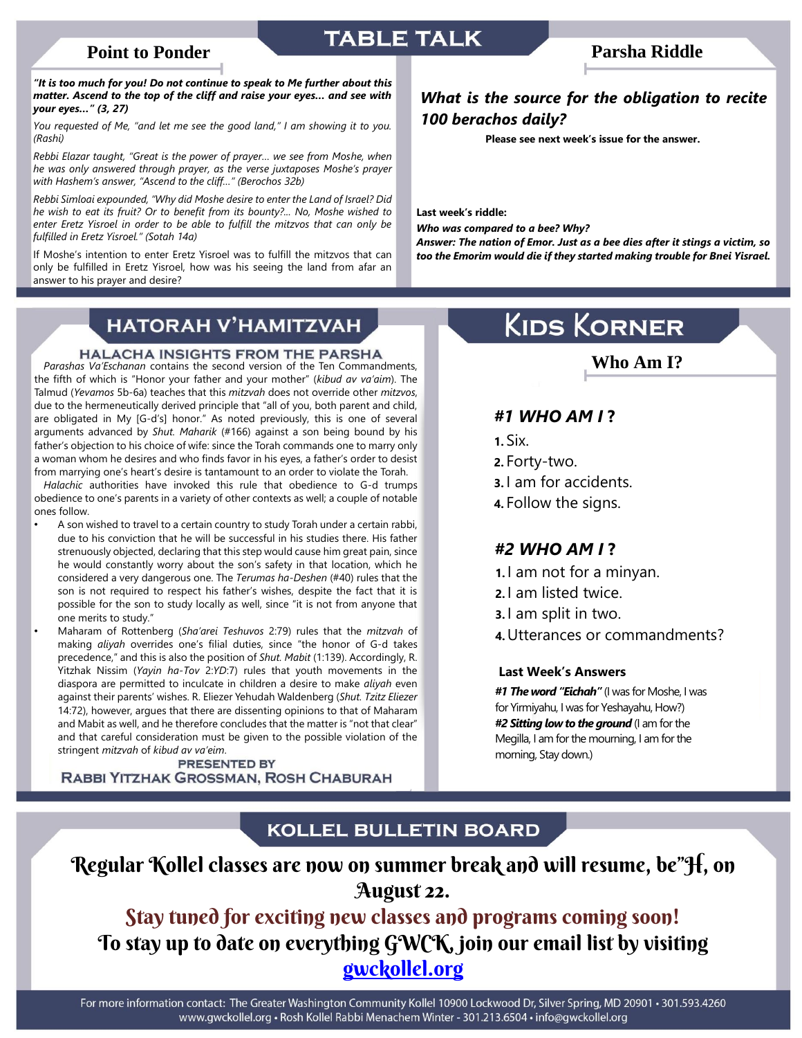# TABLE TALK

## Point to Ponder

***"It is too much for you! Do not continue to speak to Me further about this matter. Ascend to the top of the cliff and raise your eyes... and see with your eyes..." (3, 27)***

*You requested of Me, "and let me see the good land," I am showing it to you. (Rashi)*

*Rebbi Elazar taught, "Great is the power of prayer… we see from Moshe, when he was only answered through prayer, as the verse juxtaposes Moshe's prayer with Hashem's answer, "Ascend to the cliff…" (Berochos 32b)*

*Rebbi Simloai expounded, "Why did Moshe desire to enter the Land of Israel? Did he wish to eat its fruit? Or to benefit from its bounty?... No, Moshe wished to enter Eretz Yisroel in order to be able to fulfill the mitzvos that can only be fulfilled in Eretz Yisroel." (Sotah 14a)*

If Moshe's intention to enter Eretz Yisroel was to fulfill the mitzvos that can only be fulfilled in Eretz Yisroel, how was his seeing the land from afar an answer to his prayer and desire?

## Parsha Riddle

***What is the source for the obligation to recite 100 berachos daily?***

**Please see next week's issue for the answer.**

**Last week's riddle:**

***Who was compared to a bee? Why?***

***Answer: The nation of Emor. Just as a bee dies after it stings a victim, so too the Emorim would die if they started making trouble for Bnei Yisrael.***

# HATORAH V'HAMITZVAH

## HALACHA INSIGHTS FROM THE PARSHA

*Parashas Va'Eschanan* contains the second version of the Ten Commandments, the fifth of which is "Honor your father and your mother" (*kibud av va'aim*). The Talmud (*Yevamos* 5b-6a) teaches that this *mitzvah* does not override other *mitzvos*, due to the hermeneutically derived principle that "all of you, both parent and child, are obligated in My [G-d's] honor." As noted previously, this is one of several arguments advanced by *Shut. Maharik* (#166) against a son being bound by his father's objection to his choice of wife: since the Torah commands one to marry only a woman whom he desires and who finds favor in his eyes, a father's order to desist from marrying one's heart's desire is tantamount to an order to violate the Torah.

*Halachic* authorities have invoked this rule that obedience to G-d trumps obedience to one's parents in a variety of other contexts as well; a couple of notable ones follow.

- A son wished to travel to a certain country to study Torah under a certain rabbi, due to his conviction that he will be successful in his studies there. His father strenuously objected, declaring that this step would cause him great pain, since he would constantly worry about the son's safety in that location, which he considered a very dangerous one. The *Terumas ha-Deshen* (#40) rules that the son is not required to respect his father's wishes, despite the fact that it is possible for the son to study locally as well, since "it is not from anyone that one merits to study."
- Maharam of Rottenberg (*Sha'arei Teshuvos* 2:79) rules that the *mitzvah* of making *aliyah* overrides one's filial duties, since "the honor of G-d takes precedence," and this is also the position of *Shut. Mabit* (1:139). Accordingly, R. Yitzhak Nissim (*Yayin ha-Tov* 2:*YD*:7) rules that youth movements in the diaspora are permitted to inculcate in children a desire to make *aliyah* even against their parents' wishes. R. Eliezer Yehudah Waldenberg (*Shut. Tzitz Eliezer* 14:72), however, argues that there are dissenting opinions to that of Maharam and Mabit as well, and he therefore concludes that the matter is "not that clear" and that careful consideration must be given to the possible violation of the stringent *mitzvah* of *kibud av va'eim*.

PRESENTED BY
RABBI YITZHAK GROSSMAN, ROSH CHABURAH

# KIDS KORNER

## Who Am I?

### *#1 WHO AM I ?*

1. Six.
2. Forty-two.
3. I am for accidents.
4. Follow the signs.

### *#2 WHO AM I ?*

1. I am not for a minyan.
2. I am listed twice.
3. I am split in two.
4. Utterances or commandments?

**Last Week's Answers**

***#1 The word "Eichah"*** (I was for Moshe, I was for Yirmiyahu, I was for Yeshayahu, How?)
***#2 Sitting low to the ground*** (I am for the Megilla, I am for the mourning, I am for the morning, Stay down.)

# KOLLEL BULLETIN BOARD

**Regular Kollel classes are now on summer break and will resume, be"H, on August 22.**

**Stay tuned for exciting new classes and programs coming soon!**

**To stay up to date on everything GWCK, join our email list by visiting [gwckollel.org](gwckollel.org)**

For more information contact: The Greater Washington Community Kollel 10900 Lockwood Dr, Silver Spring, MD 20901 • 301.593.4260
www.gwckollel.org • Rosh Kollel Rabbi Menachem Winter - 301.213.6504 • info@gwckollel.org